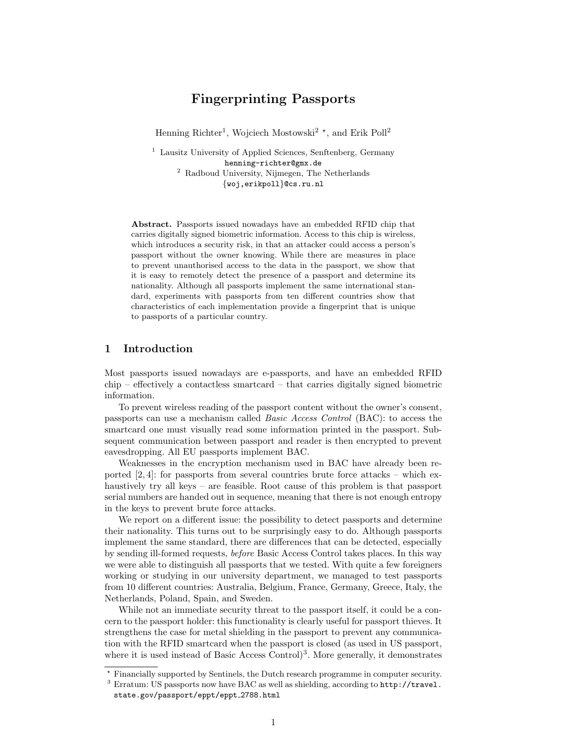# Fingerprinting Passports

Henning Richter[1], Wojciech Mostowski[2] *, and Erik Poll[2]

[1] Lausitz University of Applied Sciences, Senftenberg, Germany
henning-richter@gmx.de
[2] Radboud University, Nijmegen, The Netherlands
{woj,erikpoll}@cs.ru.nl

**Abstract.** Passports issued nowadays have an embedded RFID chip that carries digitally signed biometric information. Access to this chip is wireless, which introduces a security risk, in that an attacker could access a person's passport without the owner knowing. While there are measures in place to prevent unauthorised access to the data in the passport, we show that it is easy to remotely detect the presence of a passport and determine its nationality. Although all passports implement the same international standard, experiments with passports from ten different countries show that characteristics of each implementation provide a fingerprint that is unique to passports of a particular country.

## 1 Introduction

Most passports issued nowadays are e-passports, and have an embedded RFID chip – effectively a contactless smartcard – that carries digitally signed biometric information.

To prevent wireless reading of the passport content without the owner's consent, passports can use a mechanism called *Basic Access Control* (BAC): to access the smartcard one must visually read some information printed in the passport. Subsequent communication between passport and reader is then encrypted to prevent eavesdropping. All EU passports implement BAC.

Weaknesses in the encryption mechanism used in BAC have already been reported [2, 4]: for passports from several countries brute force attacks – which exhaustively try all keys – are feasible. Root cause of this problem is that passport serial numbers are handed out in sequence, meaning that there is not enough entropy in the keys to prevent brute force attacks.

We report on a different issue: the possibility to detect passports and determine their nationality. This turns out to be surprisingly easy to do. Although passports implement the same standard, there are differences that can be detected, especially by sending ill-formed requests, *before* Basic Access Control takes places. In this way we were able to distinguish all passports that we tested. With quite a few foreigners working or studying in our university department, we managed to test passports from 10 different countries: Australia, Belgium, France, Germany, Greece, Italy, the Netherlands, Poland, Spain, and Sweden.

While not an immediate security threat to the passport itself, it could be a concern to the passport holder: this functionality is clearly useful for passport thieves. It strengthens the case for metal shielding in the passport to prevent any communication with the RFID smartcard when the passport is closed (as used in US passport, where it is used instead of Basic Access Control)[3]. More generally, it demonstrates

* Financially supported by Sentinels, the Dutch research programme in computer security.

[3] Erratum: US passports now have BAC as well as shielding, according to http://travel.state.gov/passport/eppt/eppt_2788.html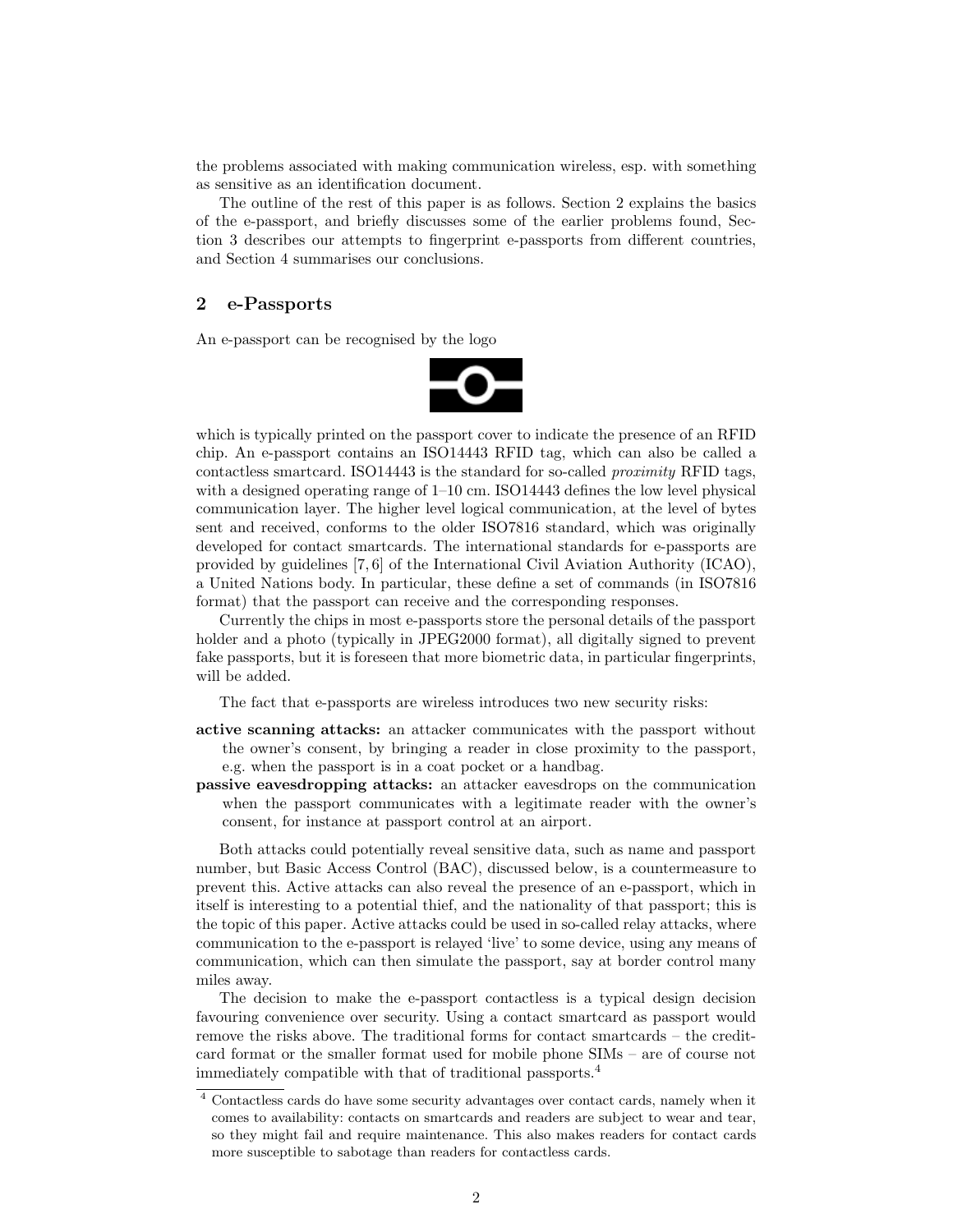the problems associated with making communication wireless, esp. with something as sensitive as an identification document.

The outline of the rest of this paper is as follows. Section 2 explains the basics of the e-passport, and briefly discusses some of the earlier problems found, Section 3 describes our attempts to fingerprint e-passports from different countries, and Section 4 summarises our conclusions.

## 2 e-Passports

An e-passport can be recognised by the logo

which is typically printed on the passport cover to indicate the presence of an RFID chip. An e-passport contains an ISO14443 RFID tag, which can also be called a contactless smartcard. ISO14443 is the standard for so-called *proximity* RFID tags, with a designed operating range of 1–10 cm. ISO14443 defines the low level physical communication layer. The higher level logical communication, at the level of bytes sent and received, conforms to the older ISO7816 standard, which was originally developed for contact smartcards. The international standards for e-passports are provided by guidelines [7, 6] of the International Civil Aviation Authority (ICAO), a United Nations body. In particular, these define a set of commands (in ISO7816 format) that the passport can receive and the corresponding responses.

Currently the chips in most e-passports store the personal details of the passport holder and a photo (typically in JPEG2000 format), all digitally signed to prevent fake passports, but it is foreseen that more biometric data, in particular fingerprints, will be added.

The fact that e-passports are wireless introduces two new security risks:

**active scanning attacks:** an attacker communicates with the passport without the owner's consent, by bringing a reader in close proximity to the passport, e.g. when the passport is in a coat pocket or a handbag.

**passive eavesdropping attacks:** an attacker eavesdrops on the communication when the passport communicates with a legitimate reader with the owner's consent, for instance at passport control at an airport.

Both attacks could potentially reveal sensitive data, such as name and passport number, but Basic Access Control (BAC), discussed below, is a countermeasure to prevent this. Active attacks can also reveal the presence of an e-passport, which in itself is interesting to a potential thief, and the nationality of that passport; this is the topic of this paper. Active attacks could be used in so-called relay attacks, where communication to the e-passport is relayed 'live' to some device, using any means of communication, which can then simulate the passport, say at border control many miles away.

The decision to make the e-passport contactless is a typical design decision favouring convenience over security. Using a contact smartcard as passport would remove the risks above. The traditional forms for contact smartcards – the credit-card format or the smaller format used for mobile phone SIMs – are of course not immediately compatible with that of traditional passports.[4]

[4] Contactless cards do have some security advantages over contact cards, namely when it comes to availability: contacts on smartcards and readers are subject to wear and tear, so they might fail and require maintenance. This also makes readers for contact cards more susceptible to sabotage than readers for contactless cards.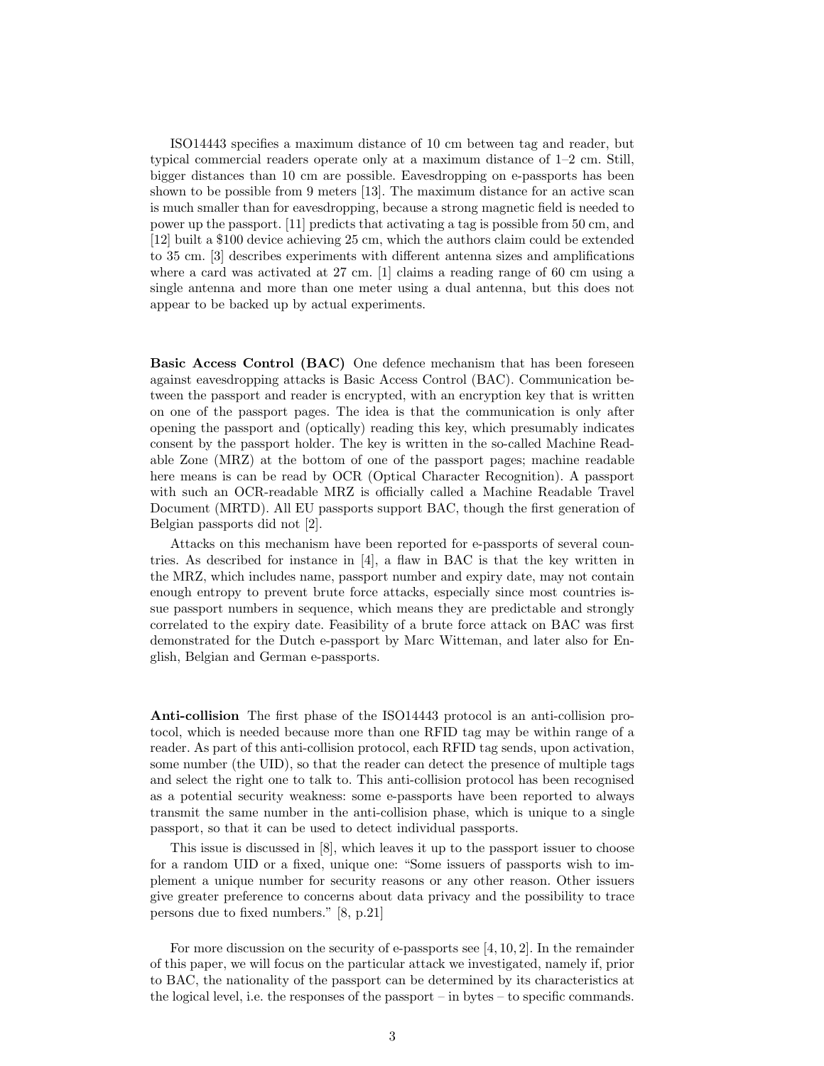ISO14443 specifies a maximum distance of 10 cm between tag and reader, but typical commercial readers operate only at a maximum distance of 1–2 cm. Still, bigger distances than 10 cm are possible. Eavesdropping on e-passports has been shown to be possible from 9 meters [13]. The maximum distance for an active scan is much smaller than for eavesdropping, because a strong magnetic field is needed to power up the passport. [11] predicts that activating a tag is possible from 50 cm, and [12] built a \$100 device achieving 25 cm, which the authors claim could be extended to 35 cm. [3] describes experiments with different antenna sizes and amplifications where a card was activated at 27 cm. [1] claims a reading range of 60 cm using a single antenna and more than one meter using a dual antenna, but this does not appear to be backed up by actual experiments.

**Basic Access Control (BAC)** One defence mechanism that has been foreseen against eavesdropping attacks is Basic Access Control (BAC). Communication between the passport and reader is encrypted, with an encryption key that is written on one of the passport pages. The idea is that the communication is only after opening the passport and (optically) reading this key, which presumably indicates consent by the passport holder. The key is written in the so-called Machine Readable Zone (MRZ) at the bottom of one of the passport pages; machine readable here means is can be read by OCR (Optical Character Recognition). A passport with such an OCR-readable MRZ is officially called a Machine Readable Travel Document (MRTD). All EU passports support BAC, though the first generation of Belgian passports did not [2].

Attacks on this mechanism have been reported for e-passports of several countries. As described for instance in [4], a flaw in BAC is that the key written in the MRZ, which includes name, passport number and expiry date, may not contain enough entropy to prevent brute force attacks, especially since most countries issue passport numbers in sequence, which means they are predictable and strongly correlated to the expiry date. Feasibility of a brute force attack on BAC was first demonstrated for the Dutch e-passport by Marc Witteman, and later also for English, Belgian and German e-passports.

**Anti-collision** The first phase of the ISO14443 protocol is an anti-collision protocol, which is needed because more than one RFID tag may be within range of a reader. As part of this anti-collision protocol, each RFID tag sends, upon activation, some number (the UID), so that the reader can detect the presence of multiple tags and select the right one to talk to. This anti-collision protocol has been recognised as a potential security weakness: some e-passports have been reported to always transmit the same number in the anti-collision phase, which is unique to a single passport, so that it can be used to detect individual passports.

This issue is discussed in [8], which leaves it up to the passport issuer to choose for a random UID or a fixed, unique one: "Some issuers of passports wish to implement a unique number for security reasons or any other reason. Other issuers give greater preference to concerns about data privacy and the possibility to trace persons due to fixed numbers." [8, p.21]

For more discussion on the security of e-passports see [4, 10, 2]. In the remainder of this paper, we will focus on the particular attack we investigated, namely if, prior to BAC, the nationality of the passport can be determined by its characteristics at the logical level, i.e. the responses of the passport – in bytes – to specific commands.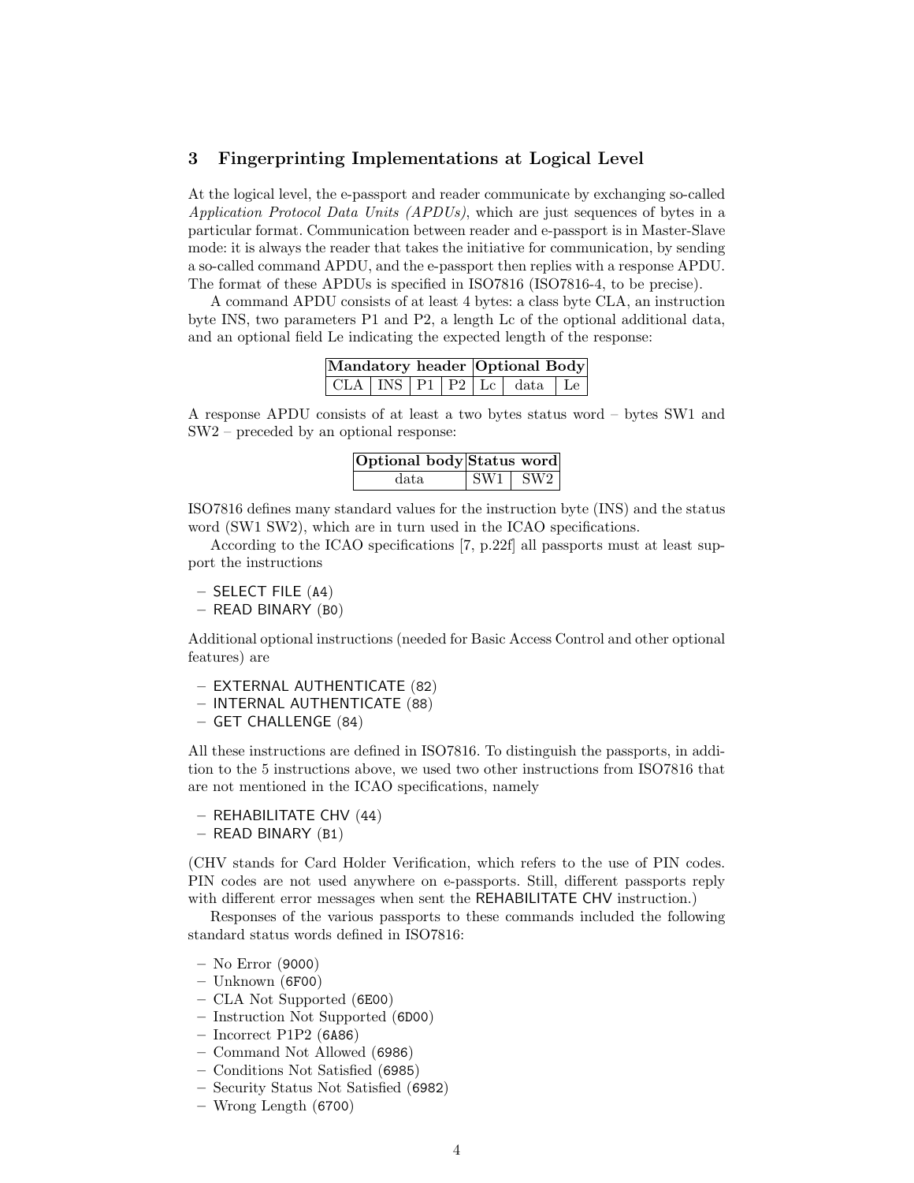## 3 Fingerprinting Implementations at Logical Level

At the logical level, the e-passport and reader communicate by exchanging so-called *Application Protocol Data Units (APDUs)*, which are just sequences of bytes in a particular format. Communication between reader and e-passport is in Master-Slave mode: it is always the reader that takes the initiative for communication, by sending a so-called command APDU, and the e-passport then replies with a response APDU. The format of these APDUs is specified in ISO7816 (ISO7816-4, to be precise).

A command APDU consists of at least 4 bytes: a class byte CLA, an instruction byte INS, two parameters P1 and P2, a length Lc of the optional additional data, and an optional field Le indicating the expected length of the response:

| **Mandatory header** | | | | **Optional Body** | | |
|---|---|---|---|---|---|---|
| CLA | INS | P1 | P2 | Lc | data | Le |

A response APDU consists of at least a two bytes status word – bytes SW1 and SW2 – preceded by an optional response:

| **Optional body** | **Status word** | |
|---|---|---|
| data | SW1 | SW2 |

ISO7816 defines many standard values for the instruction byte (INS) and the status word (SW1 SW2), which are in turn used in the ICAO specifications.

According to the ICAO specifications [7, p.22f] all passports must at least support the instructions

- SELECT FILE (A4)
- READ BINARY (B0)

Additional optional instructions (needed for Basic Access Control and other optional features) are

- EXTERNAL AUTHENTICATE (82)
- INTERNAL AUTHENTICATE (88)
- GET CHALLENGE (84)

All these instructions are defined in ISO7816. To distinguish the passports, in addition to the 5 instructions above, we used two other instructions from ISO7816 that are not mentioned in the ICAO specifications, namely

- REHABILITATE CHV (44)
- READ BINARY (B1)

(CHV stands for Card Holder Verification, which refers to the use of PIN codes. PIN codes are not used anywhere on e-passports. Still, different passports reply with different error messages when sent the REHABILITATE CHV instruction.)

Responses of the various passports to these commands included the following standard status words defined in ISO7816:

- No Error (9000)
- Unknown (6F00)
- CLA Not Supported (6E00)
- Instruction Not Supported (6D00)
- Incorrect P1P2 (6A86)
- Command Not Allowed (6986)
- Conditions Not Satisfied (6985)
- Security Status Not Satisfied (6982)
- Wrong Length (6700)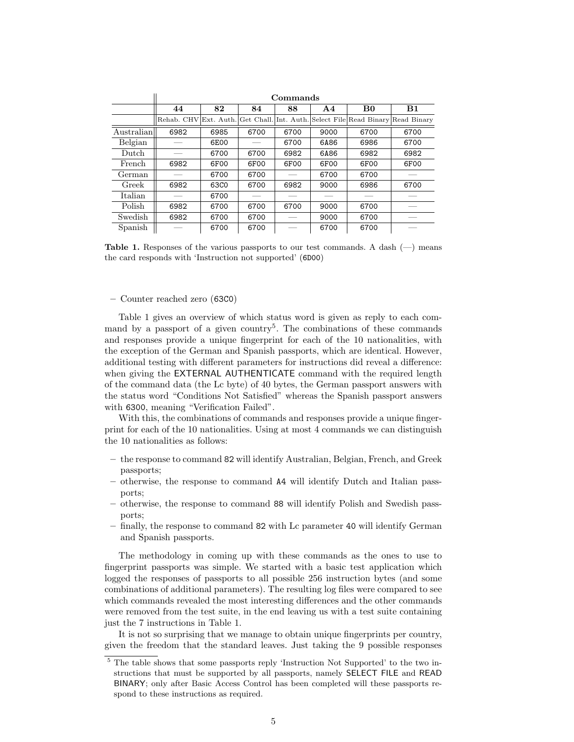| | Commands | | | | | | |
|---|---|---|---|---|---|---|---|
| | **44** | **82** | **84** | **88** | **A4** | **B0** | **B1** |
| | Rehab. CHV | Ext. Auth. | Get Chall. | Int. Auth. | Select File | Read Binary | Read Binary |
| Australian | 6982 | 6985 | 6700 | 6700 | 9000 | 6700 | 6700 |
| Belgian | — | 6E00 | — | 6700 | 6A86 | 6986 | 6700 |
| Dutch | — | 6700 | 6700 | 6982 | 6A86 | 6982 | 6982 |
| French | 6982 | 6F00 | 6F00 | 6F00 | 6F00 | 6F00 | 6F00 |
| German | — | 6700 | 6700 | — | 6700 | 6700 | — |
| Greek | 6982 | 63C0 | 6700 | 6982 | 9000 | 6986 | 6700 |
| Italian | — | 6700 | — | — | — | — | — |
| Polish | 6982 | 6700 | 6700 | 6700 | 9000 | 6700 | — |
| Swedish | 6982 | 6700 | 6700 | — | 9000 | 6700 | — |
| Spanish | — | 6700 | 6700 | — | 6700 | 6700 | — |

**Table 1.** Responses of the various passports to our test commands. A dash (—) means the card responds with 'Instruction not supported' (6D00)

– Counter reached zero (63C0)

Table 1 gives an overview of which status word is given as reply to each command by a passport of a given country[5]. The combinations of these commands and responses provide a unique fingerprint for each of the 10 nationalities, with the exception of the German and Spanish passports, which are identical. However, additional testing with different parameters for instructions did reveal a difference: when giving the EXTERNAL AUTHENTICATE command with the required length of the command data (the Lc byte) of 40 bytes, the German passport answers with the status word "Conditions Not Satisfied" whereas the Spanish passport answers with 6300, meaning "Verification Failed".

With this, the combinations of commands and responses provide a unique fingerprint for each of the 10 nationalities. Using at most 4 commands we can distinguish the 10 nationalities as follows:

– the response to command 82 will identify Australian, Belgian, French, and Greek passports;
– otherwise, the response to command A4 will identify Dutch and Italian passports;
– otherwise, the response to command 88 will identify Polish and Swedish passports;
– finally, the response to command 82 with Lc parameter 40 will identify German and Spanish passports.

The methodology in coming up with these commands as the ones to use to fingerprint passports was simple. We started with a basic test application which logged the responses of passports to all possible 256 instruction bytes (and some combinations of additional parameters). The resulting log files were compared to see which commands revealed the most interesting differences and the other commands were removed from the test suite, in the end leaving us with a test suite containing just the 7 instructions in Table 1.

It is not so surprising that we manage to obtain unique fingerprints per country, given the freedom that the standard leaves. Just taking the 9 possible responses

[5] The table shows that some passports reply 'Instruction Not Supported' to the two instructions that must be supported by all passports, namely SELECT FILE and READ BINARY; only after Basic Access Control has been completed will these passports respond to these instructions as required.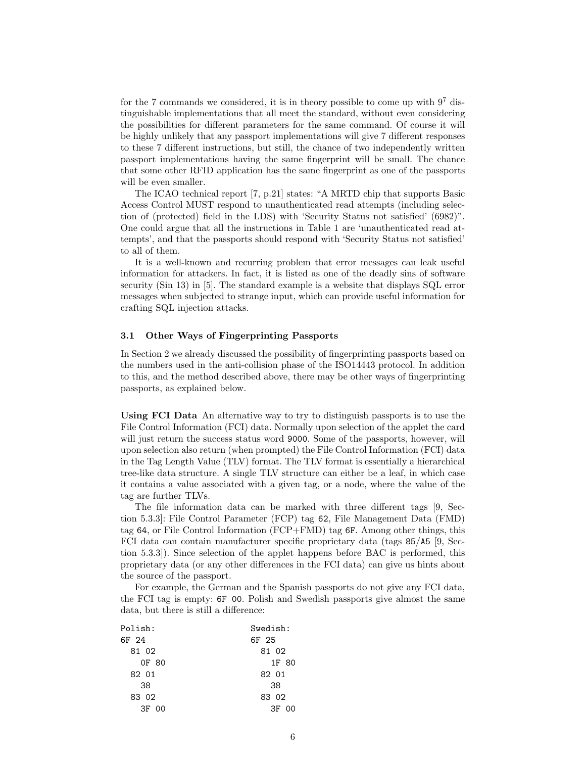for the 7 commands we considered, it is in theory possible to come up with $9^7$ distinguishable implementations that all meet the standard, without even considering the possibilities for different parameters for the same command. Of course it will be highly unlikely that any passport implementations will give 7 different responses to these 7 different instructions, but still, the chance of two independently written passport implementations having the same fingerprint will be small. The chance that some other RFID application has the same fingerprint as one of the passports will be even smaller.

The ICAO technical report [7, p.21] states: "A MRTD chip that supports Basic Access Control MUST respond to unauthenticated read attempts (including selection of (protected) field in the LDS) with 'Security Status not satisfied' (6982)". One could argue that all the instructions in Table 1 are 'unauthenticated read attempts', and that the passports should respond with 'Security Status not satisfied' to all of them.

It is a well-known and recurring problem that error messages can leak useful information for attackers. In fact, it is listed as one of the deadly sins of software security (Sin 13) in [5]. The standard example is a website that displays SQL error messages when subjected to strange input, which can provide useful information for crafting SQL injection attacks.

### 3.1 Other Ways of Fingerprinting Passports

In Section 2 we already discussed the possibility of fingerprinting passports based on the numbers used in the anti-collision phase of the ISO14443 protocol. In addition to this, and the method described above, there may be other ways of fingerprinting passports, as explained below.

**Using FCI Data** An alternative way to try to distinguish passports is to use the File Control Information (FCI) data. Normally upon selection of the applet the card will just return the success status word `9000`. Some of the passports, however, will upon selection also return (when prompted) the File Control Information (FCI) data in the Tag Length Value (TLV) format. The TLV format is essentially a hierarchical tree-like data structure. A single TLV structure can either be a leaf, in which case it contains a value associated with a given tag, or a node, where the value of the tag are further TLVs.

The file information data can be marked with three different tags [9, Section 5.3.3]: File Control Parameter (FCP) tag `62`, File Management Data (FMD) tag `64`, or File Control Information (FCP+FMD) tag `6F`. Among other things, this FCI data can contain manufacturer specific proprietary data (tags `85/A5` [9, Section 5.3.3]). Since selection of the applet happens before BAC is performed, this proprietary data (or any other differences in the FCI data) can give us hints about the source of the passport.

For example, the German and the Spanish passports do not give any FCI data, the FCI tag is empty: `6F 00`. Polish and Swedish passports give almost the same data, but there is still a difference:

```
Polish:                          Swedish:
6F 24                            6F 25
  81 02                            81 02
    0F 80                            1F 80
  82 01                            82 01
    38                               38
  83 02                            83 02
    3F 00                            3F 00
```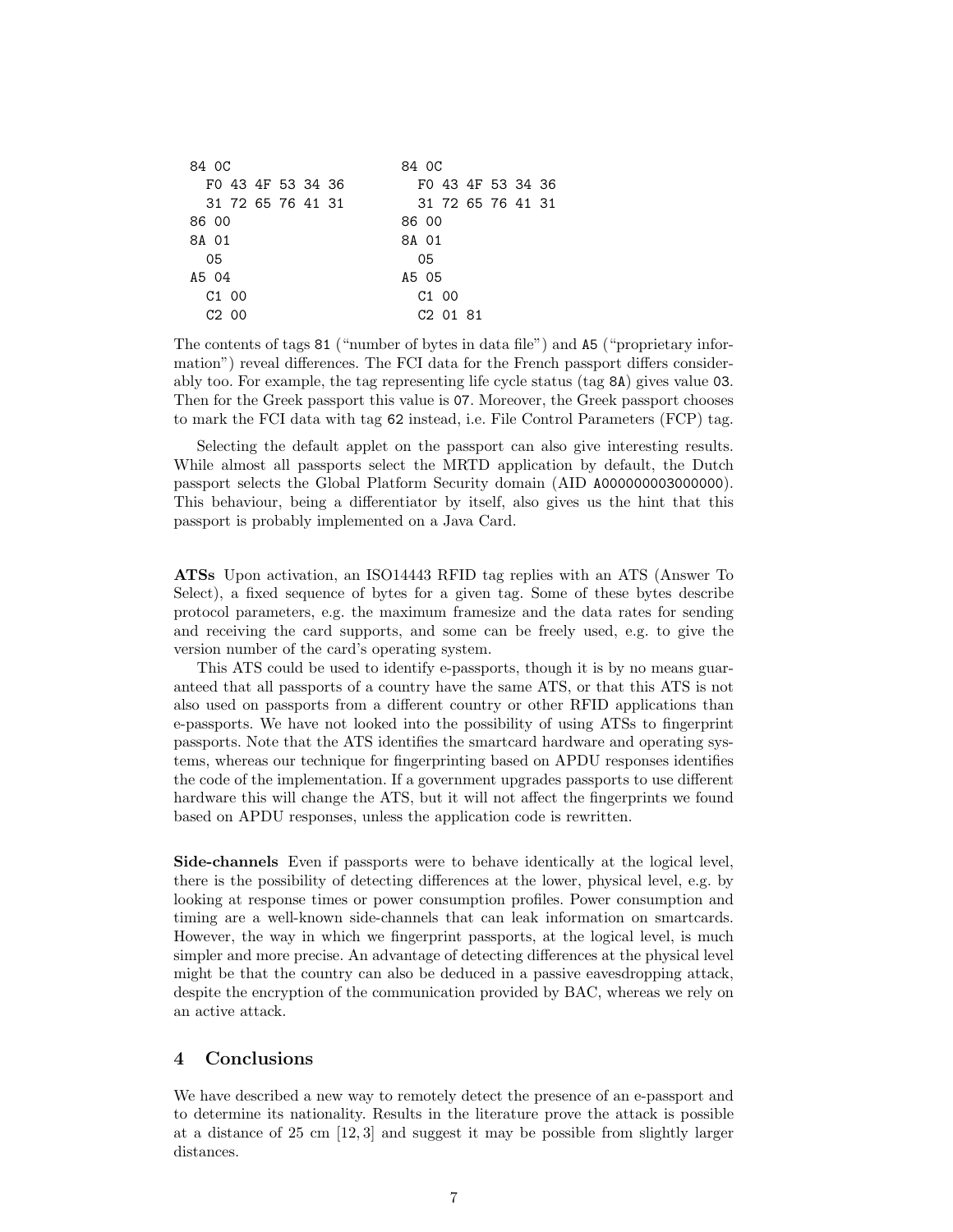```
84 0C                          84 0C
  F0 43 4F 53 34 36              F0 43 4F 53 34 36
  31 72 65 76 41 31              31 72 65 76 41 31
86 00                          86 00
8A 01                          8A 01
  05                             05
A5 04                          A5 05
  C1 00                          C1 00
  C2 00                          C2 01 81
```

The contents of tags `81` ("number of bytes in data file") and `A5` ("proprietary information") reveal differences. The FCI data for the French passport differs considerably too. For example, the tag representing life cycle status (tag `8A`) gives value `03`. Then for the Greek passport this value is `07`. Moreover, the Greek passport chooses to mark the FCI data with tag `62` instead, i.e. File Control Parameters (FCP) tag.

Selecting the default applet on the passport can also give interesting results. While almost all passports select the MRTD application by default, the Dutch passport selects the Global Platform Security domain (AID `A000000003000000`). This behaviour, being a differentiator by itself, also gives us the hint that this passport is probably implemented on a Java Card.

**ATSs** Upon activation, an ISO14443 RFID tag replies with an ATS (Answer To Select), a fixed sequence of bytes for a given tag. Some of these bytes describe protocol parameters, e.g. the maximum framesize and the data rates for sending and receiving the card supports, and some can be freely used, e.g. to give the version number of the card's operating system.

This ATS could be used to identify e-passports, though it is by no means guaranteed that all passports of a country have the same ATS, or that this ATS is not also used on passports from a different country or other RFID applications than e-passports. We have not looked into the possibility of using ATSs to fingerprint passports. Note that the ATS identifies the smartcard hardware and operating systems, whereas our technique for fingerprinting based on APDU responses identifies the code of the implementation. If a government upgrades passports to use different hardware this will change the ATS, but it will not affect the fingerprints we found based on APDU responses, unless the application code is rewritten.

**Side-channels** Even if passports were to behave identically at the logical level, there is the possibility of detecting differences at the lower, physical level, e.g. by looking at response times or power consumption profiles. Power consumption and timing are a well-known side-channels that can leak information on smartcards. However, the way in which we fingerprint passports, at the logical level, is much simpler and more precise. An advantage of detecting differences at the physical level might be that the country can also be deduced in a passive eavesdropping attack, despite the encryption of the communication provided by BAC, whereas we rely on an active attack.

## 4 Conclusions

We have described a new way to remotely detect the presence of an e-passport and to determine its nationality. Results in the literature prove the attack is possible at a distance of 25 cm [12, 3] and suggest it may be possible from slightly larger distances.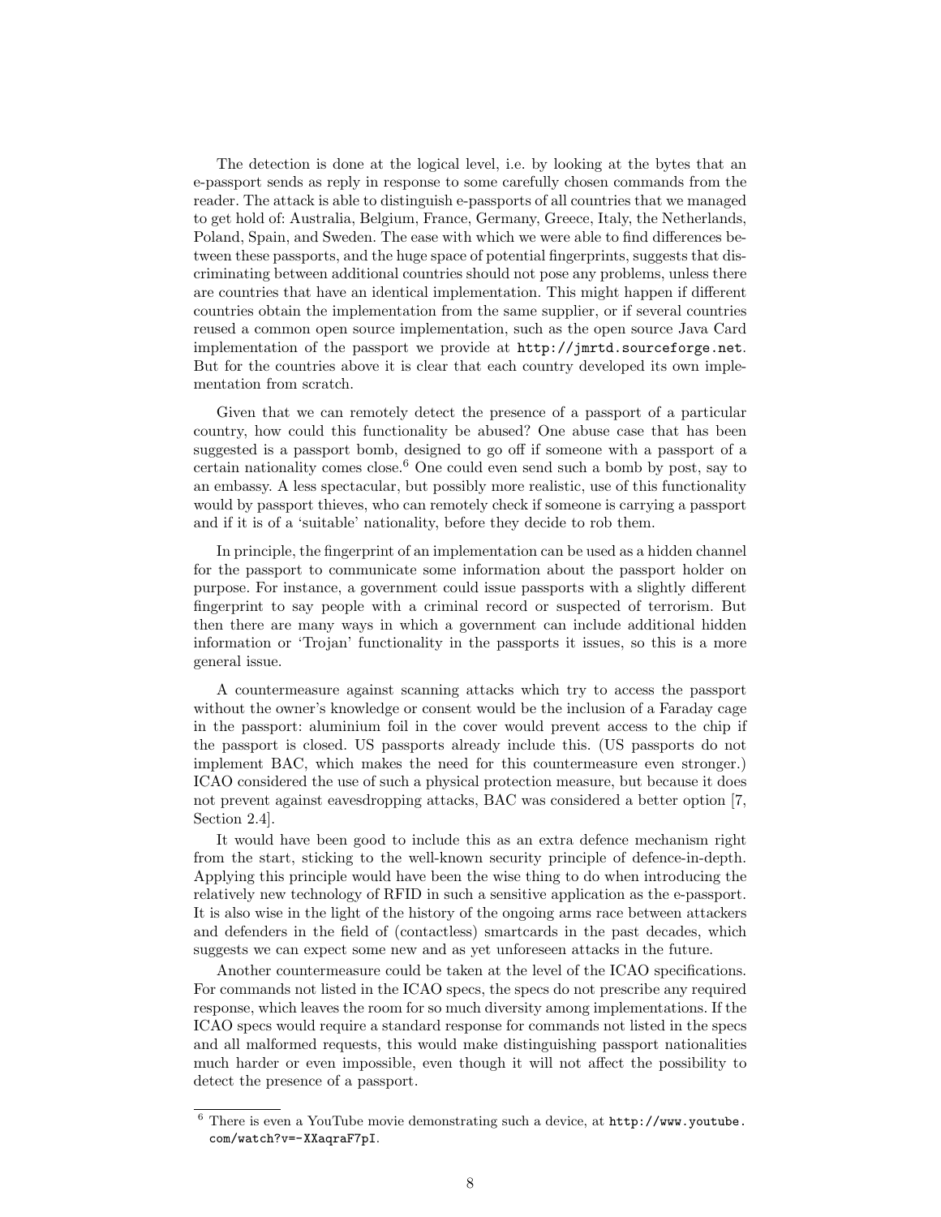The detection is done at the logical level, i.e. by looking at the bytes that an e-passport sends as reply in response to some carefully chosen commands from the reader. The attack is able to distinguish e-passports of all countries that we managed to get hold of: Australia, Belgium, France, Germany, Greece, Italy, the Netherlands, Poland, Spain, and Sweden. The ease with which we were able to find differences between these passports, and the huge space of potential fingerprints, suggests that discriminating between additional countries should not pose any problems, unless there are countries that have an identical implementation. This might happen if different countries obtain the implementation from the same supplier, or if several countries reused a common open source implementation, such as the open source Java Card implementation of the passport we provide at `http://jmrtd.sourceforge.net`. But for the countries above it is clear that each country developed its own implementation from scratch.

Given that we can remotely detect the presence of a passport of a particular country, how could this functionality be abused? One abuse case that has been suggested is a passport bomb, designed to go off if someone with a passport of a certain nationality comes close.[6] One could even send such a bomb by post, say to an embassy. A less spectacular, but possibly more realistic, use of this functionality would by passport thieves, who can remotely check if someone is carrying a passport and if it is of a 'suitable' nationality, before they decide to rob them.

In principle, the fingerprint of an implementation can be used as a hidden channel for the passport to communicate some information about the passport holder on purpose. For instance, a government could issue passports with a slightly different fingerprint to say people with a criminal record or suspected of terrorism. But then there are many ways in which a government can include additional hidden information or 'Trojan' functionality in the passports it issues, so this is a more general issue.

A countermeasure against scanning attacks which try to access the passport without the owner's knowledge or consent would be the inclusion of a Faraday cage in the passport: aluminium foil in the cover would prevent access to the chip if the passport is closed. US passports already include this. (US passports do not implement BAC, which makes the need for this countermeasure even stronger.) ICAO considered the use of such a physical protection measure, but because it does not prevent against eavesdropping attacks, BAC was considered a better option [7, Section 2.4].

It would have been good to include this as an extra defence mechanism right from the start, sticking to the well-known security principle of defence-in-depth. Applying this principle would have been the wise thing to do when introducing the relatively new technology of RFID in such a sensitive application as the e-passport. It is also wise in the light of the history of the ongoing arms race between attackers and defenders in the field of (contactless) smartcards in the past decades, which suggests we can expect some new and as yet unforeseen attacks in the future.

Another countermeasure could be taken at the level of the ICAO specifications. For commands not listed in the ICAO specs, the specs do not prescribe any required response, which leaves the room for so much diversity among implementations. If the ICAO specs would require a standard response for commands not listed in the specs and all malformed requests, this would make distinguishing passport nationalities much harder or even impossible, even though it will not affect the possibility to detect the presence of a passport.

[6] There is even a YouTube movie demonstrating such a device, at `http://www.youtube.com/watch?v=-XXaqraF7pI`.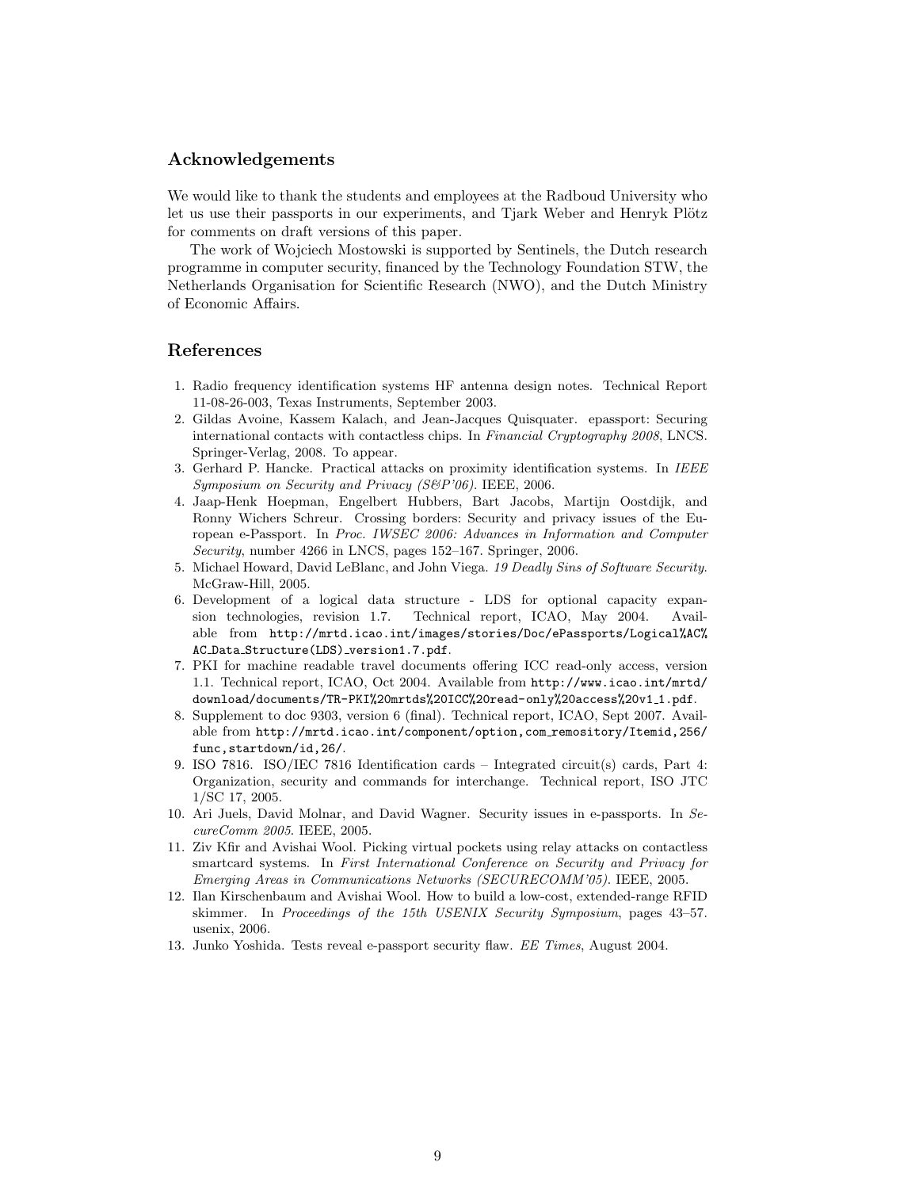## Acknowledgements

We would like to thank the students and employees at the Radboud University who let us use their passports in our experiments, and Tjark Weber and Henryk Plötz for comments on draft versions of this paper.

The work of Wojciech Mostowski is supported by Sentinels, the Dutch research programme in computer security, financed by the Technology Foundation STW, the Netherlands Organisation for Scientific Research (NWO), and the Dutch Ministry of Economic Affairs.

## References

1. Radio frequency identification systems HF antenna design notes. Technical Report 11-08-26-003, Texas Instruments, September 2003.
2. Gildas Avoine, Kassem Kalach, and Jean-Jacques Quisquater. epassport: Securing international contacts with contactless chips. In *Financial Cryptography 2008*, LNCS. Springer-Verlag, 2008. To appear.
3. Gerhard P. Hancke. Practical attacks on proximity identification systems. In *IEEE Symposium on Security and Privacy (S&P'06)*. IEEE, 2006.
4. Jaap-Henk Hoepman, Engelbert Hubbers, Bart Jacobs, Martijn Oostdijk, and Ronny Wichers Schreur. Crossing borders: Security and privacy issues of the European e-Passport. In *Proc. IWSEC 2006: Advances in Information and Computer Security*, number 4266 in LNCS, pages 152–167. Springer, 2006.
5. Michael Howard, David LeBlanc, and John Viega. *19 Deadly Sins of Software Security*. McGraw-Hill, 2005.
6. Development of a logical data structure - LDS for optional capacity expansion technologies, revision 1.7. Technical report, ICAO, May 2004. Available from `http://mrtd.icao.int/images/stories/Doc/ePassports/Logical%AC%AC_Data_Structure(LDS)_version1.7.pdf`.
7. PKI for machine readable travel documents offering ICC read-only access, version 1.1. Technical report, ICAO, Oct 2004. Available from `http://www.icao.int/mrtd/download/documents/TR-PKI%20mrtds%20ICC%20read-only%20access%20v1_1.pdf`.
8. Supplement to doc 9303, version 6 (final). Technical report, ICAO, Sept 2007. Available from `http://mrtd.icao.int/component/option,com_remository/Itemid,256/func,startdown/id,26/`.
9. ISO 7816. ISO/IEC 7816 Identification cards – Integrated circuit(s) cards, Part 4: Organization, security and commands for interchange. Technical report, ISO JTC 1/SC 17, 2005.
10. Ari Juels, David Molnar, and David Wagner. Security issues in e-passports. In *SecureComm 2005*. IEEE, 2005.
11. Ziv Kfir and Avishai Wool. Picking virtual pockets using relay attacks on contactless smartcard systems. In *First International Conference on Security and Privacy for Emerging Areas in Communications Networks (SECURECOMM'05)*. IEEE, 2005.
12. Ilan Kirschenbaum and Avishai Wool. How to build a low-cost, extended-range RFID skimmer. In *Proceedings of the 15th USENIX Security Symposium*, pages 43–57. usenix, 2006.
13. Junko Yoshida. Tests reveal e-passport security flaw. *EE Times*, August 2004.